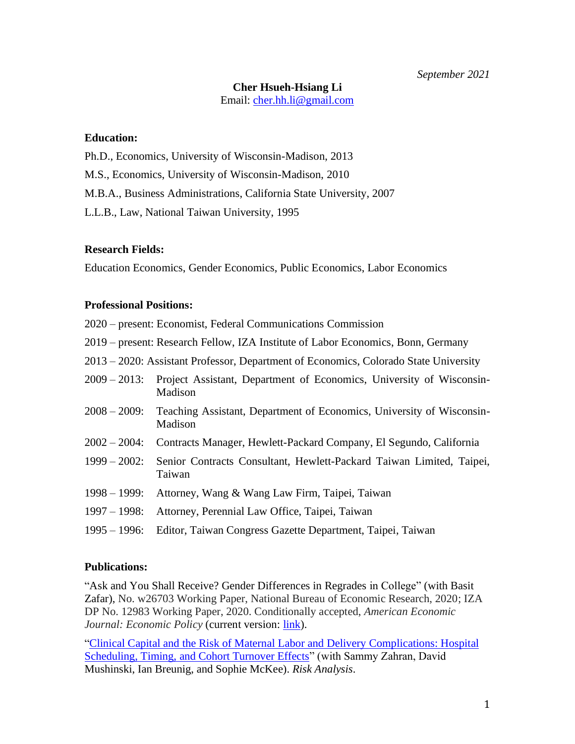*September 2021*

**Cher Hsueh-Hsiang Li**

Email: [cher.hh.li@gmail.com](mailto:cher.hh.li@gmail.com)

### Education:

Ph.D., Economics, University of Wisconsin-Madison, 2013

M.S., Economics, University of Wisconsin-Madison, 2010

M.B.A., Business Administrations, California State University, 2007

L.L.B., Law, National Taiwan University, 1995

### Research Fields:

Education Economics, Gender Economics, Public Economics, Labor Economics

### Professional Positions:

2020 – present: Economist, Federal Communications Commission

2019 – present: Research Fellow, IZA Institute of Labor Economics, Bonn, Germany

2013 – 2020: Assistant Professor, Department of Economics, Colorado State University

2009 – 2013: Project Assistant, Department of Economics, University of Wisconsin-Madison

2008 – 2009: Teaching Assistant, Department of Economics, University of Wisconsin-Madison

2002 – 2004: Contracts Manager, Hewlett-Packard Company, El Segundo, California

1999 – 2002: Senior Contracts Consultant, Hewlett-Packard Taiwan Limited, Taipei, Taiwan

1998 – 1999: Attorney, Wang & Wang Law Firm, Taipei, Taiwan

1997 – 1998: Attorney, Perennial Law Office, Taipei, Taiwan

1995 – 1996: Editor, Taiwan Congress Gazette Department, Taipei, Taiwan

### Publications:

"Ask and You Shall Receive? Gender Differences in Regrades in College" (with Basit Zafar), No. w26703 Working Paper, National Bureau of Economic Research, 2020; IZA DP No. 12983 Working Paper, 2020. Conditionally accepted, *American Economic Journal: Economic Policy* (current version: link).

"Clinical Capital and the Risk of Maternal Labor and Delivery Complications: Hospital Scheduling, Timing, and Cohort Turnover Effects" (with Sammy Zahran, David Mushinski, Ian Breunig, and Sophie McKee). *Risk Analysis*.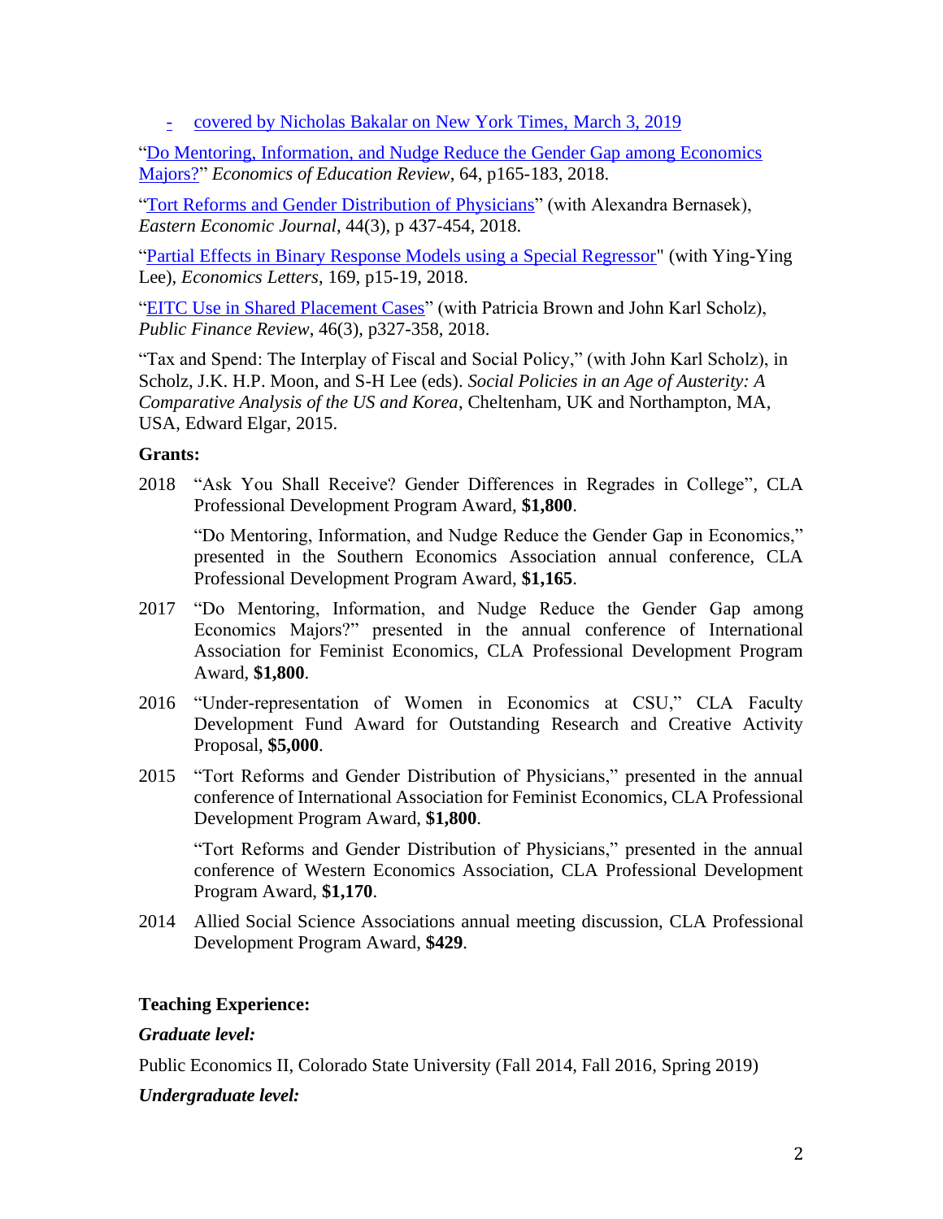- covered by Nicholas Bakalar on New York Times, March 3, 2019

"Do Mentoring, Information, and Nudge Reduce the Gender Gap among Economics Majors?" *Economics of Education Review*, 64, p165-183, 2018.

"Tort Reforms and Gender Distribution of Physicians" (with Alexandra Bernasek), *Eastern Economic Journal*, 44(3), p 437-454, 2018.

"Partial Effects in Binary Response Models using a Special Regressor" (with Ying-Ying Lee), *Economics Letters*, 169, p15-19, 2018.

"EITC Use in Shared Placement Cases" (with Patricia Brown and John Karl Scholz), *Public Finance Review*, 46(3), p327-358, 2018.

"Tax and Spend: The Interplay of Fiscal and Social Policy," (with John Karl Scholz), in Scholz, J.K. H.P. Moon, and S-H Lee (eds). *Social Policies in an Age of Austerity: A Comparative Analysis of the US and Korea*, Cheltenham, UK and Northampton, MA, USA, Edward Elgar, 2015.

**Grants:**

2018 "Ask You Shall Receive? Gender Differences in Regrades in College", CLA Professional Development Program Award, **$1,800**.

"Do Mentoring, Information, and Nudge Reduce the Gender Gap in Economics," presented in the Southern Economics Association annual conference, CLA Professional Development Program Award, **$1,165**.

2017 "Do Mentoring, Information, and Nudge Reduce the Gender Gap among Economics Majors?" presented in the annual conference of International Association for Feminist Economics, CLA Professional Development Program Award, **$1,800**.

2016 "Under-representation of Women in Economics at CSU," CLA Faculty Development Fund Award for Outstanding Research and Creative Activity Proposal, **$5,000**.

2015 "Tort Reforms and Gender Distribution of Physicians," presented in the annual conference of International Association for Feminist Economics, CLA Professional Development Program Award, **$1,800**.

"Tort Reforms and Gender Distribution of Physicians," presented in the annual conference of Western Economics Association, CLA Professional Development Program Award, **$1,170**.

2014 Allied Social Science Associations annual meeting discussion, CLA Professional Development Program Award, **$429**.

**Teaching Experience:**

***Graduate level:***

Public Economics II, Colorado State University (Fall 2014, Fall 2016, Spring 2019)

***Undergraduate level:***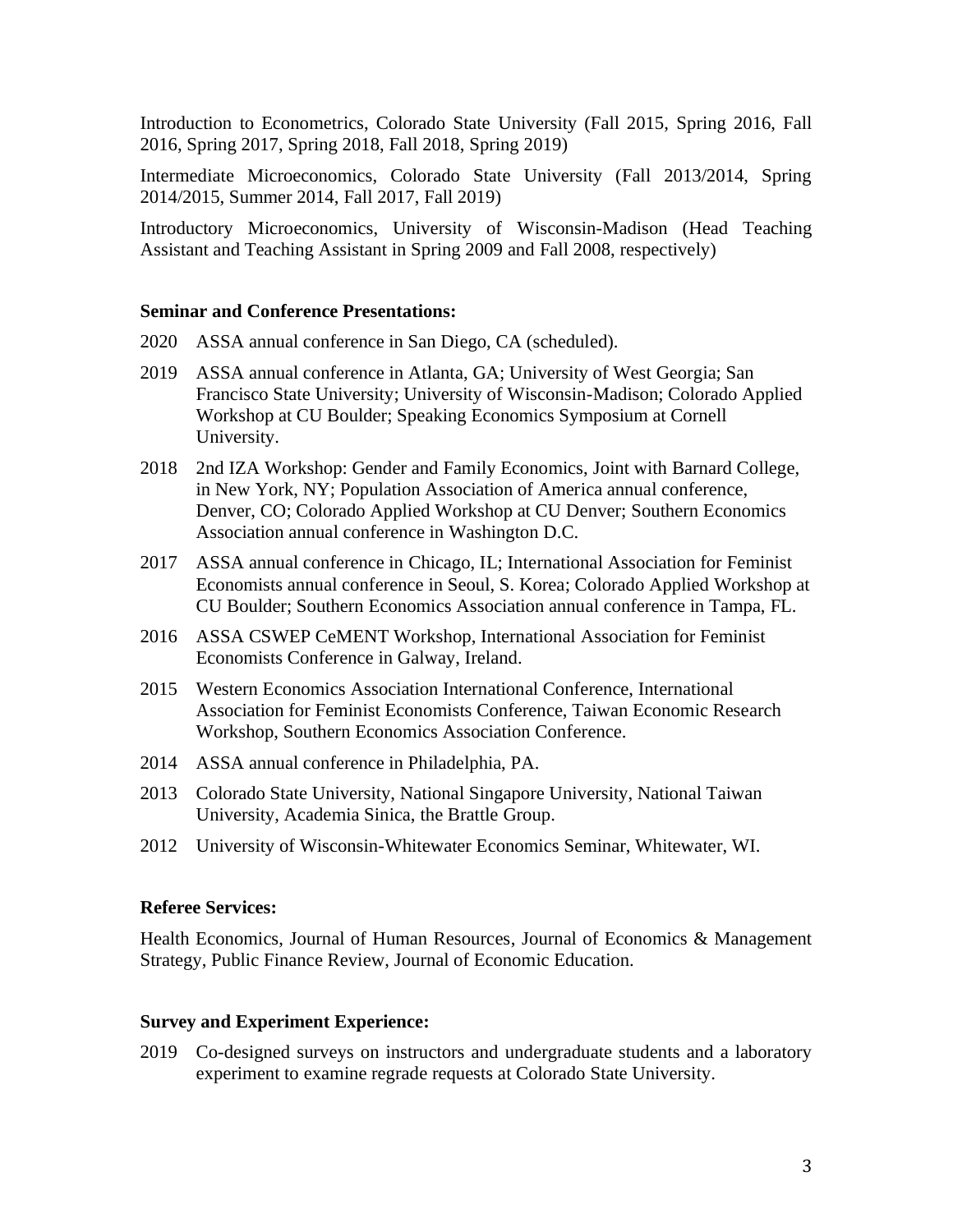Introduction to Econometrics, Colorado State University (Fall 2015, Spring 2016, Fall 2016, Spring 2017, Spring 2018, Fall 2018, Spring 2019)

Intermediate Microeconomics, Colorado State University (Fall 2013/2014, Spring 2014/2015, Summer 2014, Fall 2017, Fall 2019)

Introductory Microeconomics, University of Wisconsin-Madison (Head Teaching Assistant and Teaching Assistant in Spring 2009 and Fall 2008, respectively)

**Seminar and Conference Presentations:**

2020 ASSA annual conference in San Diego, CA (scheduled).

2019 ASSA annual conference in Atlanta, GA; University of West Georgia; San Francisco State University; University of Wisconsin-Madison; Colorado Applied Workshop at CU Boulder; Speaking Economics Symposium at Cornell University.

2018 2nd IZA Workshop: Gender and Family Economics, Joint with Barnard College, in New York, NY; Population Association of America annual conference, Denver, CO; Colorado Applied Workshop at CU Denver; Southern Economics Association annual conference in Washington D.C.

2017 ASSA annual conference in Chicago, IL; International Association for Feminist Economists annual conference in Seoul, S. Korea; Colorado Applied Workshop at CU Boulder; Southern Economics Association annual conference in Tampa, FL.

2016 ASSA CSWEP CeMENT Workshop, International Association for Feminist Economists Conference in Galway, Ireland.

2015 Western Economics Association International Conference, International Association for Feminist Economists Conference, Taiwan Economic Research Workshop, Southern Economics Association Conference.

2014 ASSA annual conference in Philadelphia, PA.

2013 Colorado State University, National Singapore University, National Taiwan University, Academia Sinica, the Brattle Group.

2012 University of Wisconsin-Whitewater Economics Seminar, Whitewater, WI.

**Referee Services:**

Health Economics, Journal of Human Resources, Journal of Economics & Management Strategy, Public Finance Review, Journal of Economic Education.

**Survey and Experiment Experience:**

2019 Co-designed surveys on instructors and undergraduate students and a laboratory experiment to examine regrade requests at Colorado State University.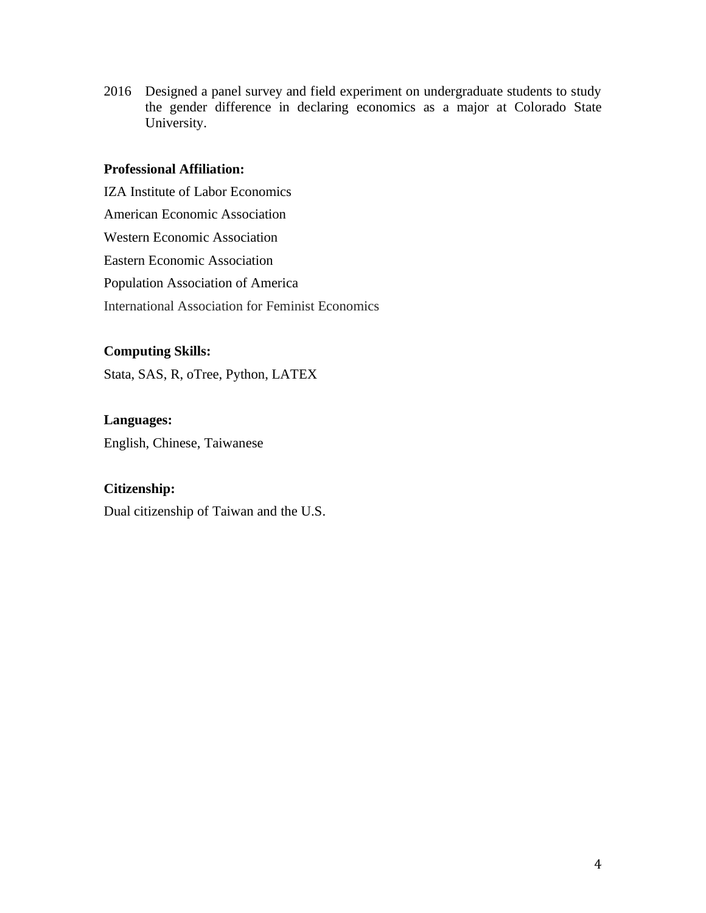2016 Designed a panel survey and field experiment on undergraduate students to study the gender difference in declaring economics as a major at Colorado State University.

**Professional Affiliation:**

IZA Institute of Labor Economics

American Economic Association

Western Economic Association

Eastern Economic Association

Population Association of America

International Association for Feminist Economics

**Computing Skills:**

Stata, SAS, R, oTree, Python, LATEX

**Languages:**

English, Chinese, Taiwanese

**Citizenship:**

Dual citizenship of Taiwan and the U.S.